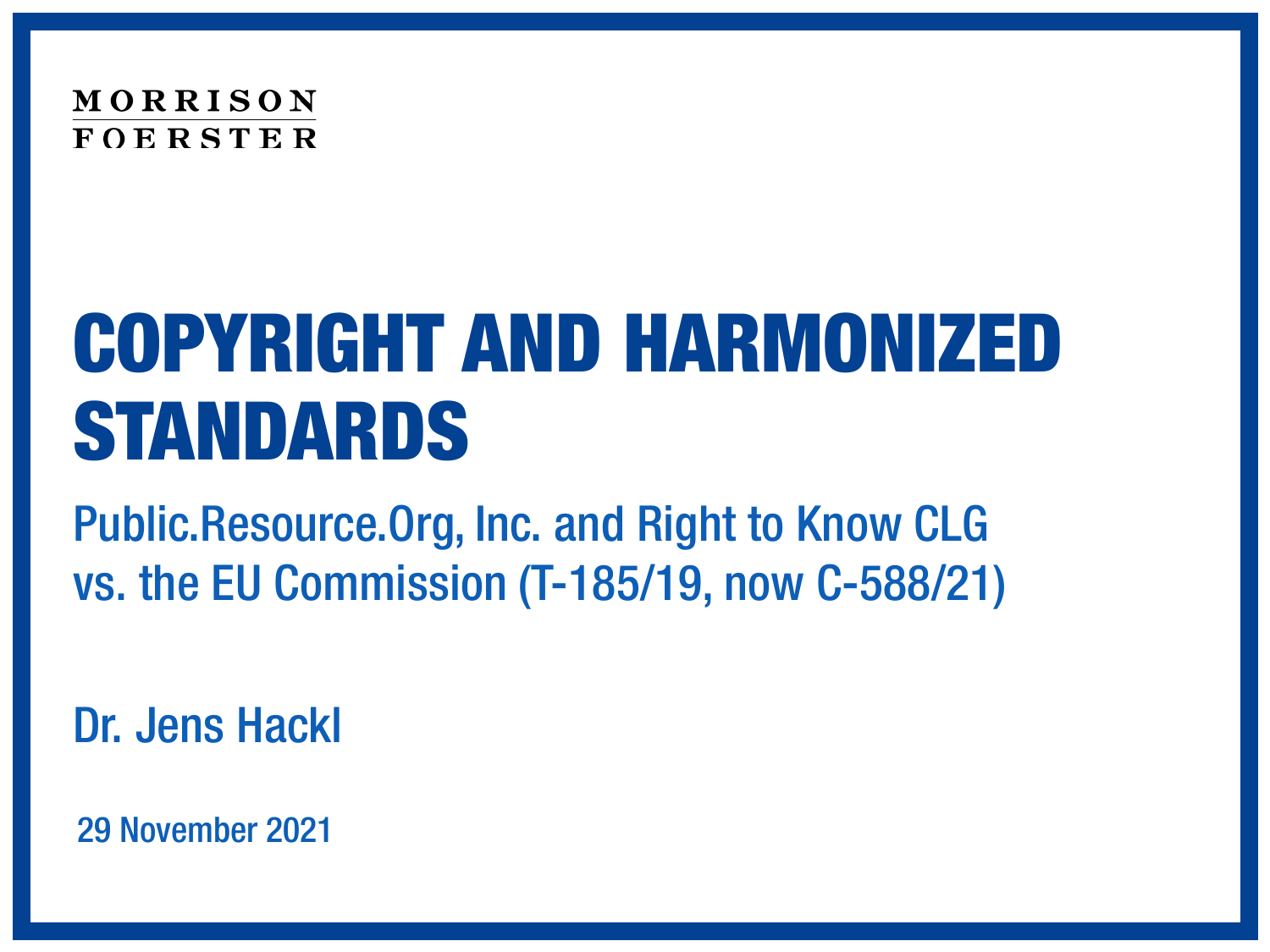MORRISON FOERSTER

# COPYRIGHT AND HARMONIZED STANDARDS

## Public.Resource.Org, Inc. and Right to Know CLG vs. the EU Commission (T-185/19, now C-588/21)

Dr. Jens Hackl

29 November 2021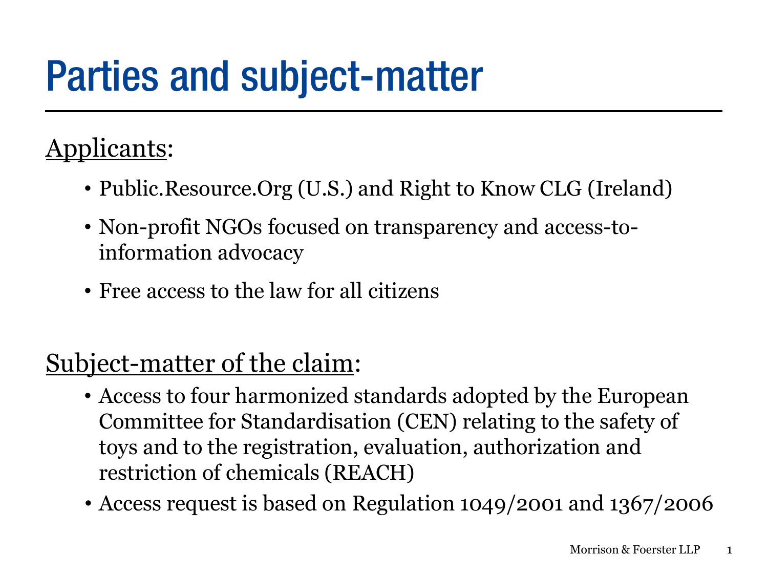# Parties and subject-matter

Applicants:

- Public.Resource.Org (U.S.) and Right to Know CLG (Ireland)
- Non-profit NGOs focused on transparency and access-to-information advocacy
- Free access to the law for all citizens

Subject-matter of the claim:

- Access to four harmonized standards adopted by the European Committee for Standardisation (CEN) relating to the safety of toys and to the registration, evaluation, authorization and restriction of chemicals (REACH)
- Access request is based on Regulation 1049/2001 and 1367/2006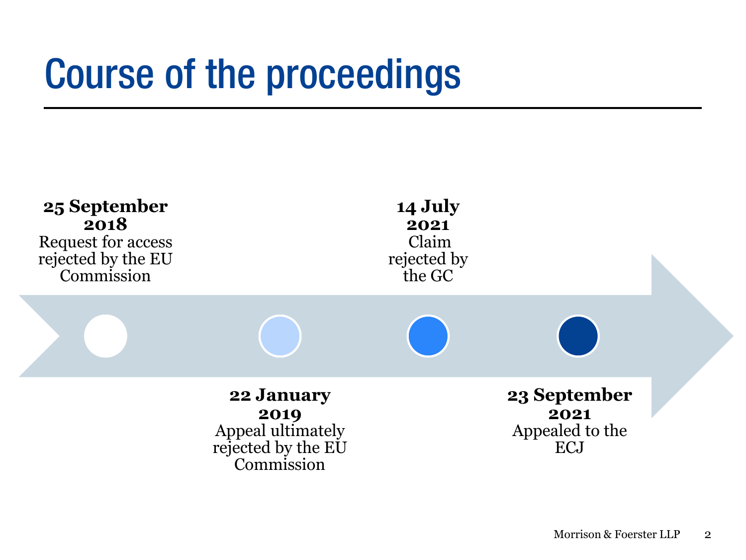# Course of the proceedings

**25 September 2018**
Request for access rejected by the EU Commission

**22 January 2019**
Appeal ultimately rejected by the EU Commission

**14 July 2021**
Claim rejected by the GC

**23 September 2021**
Appealed to the ECJ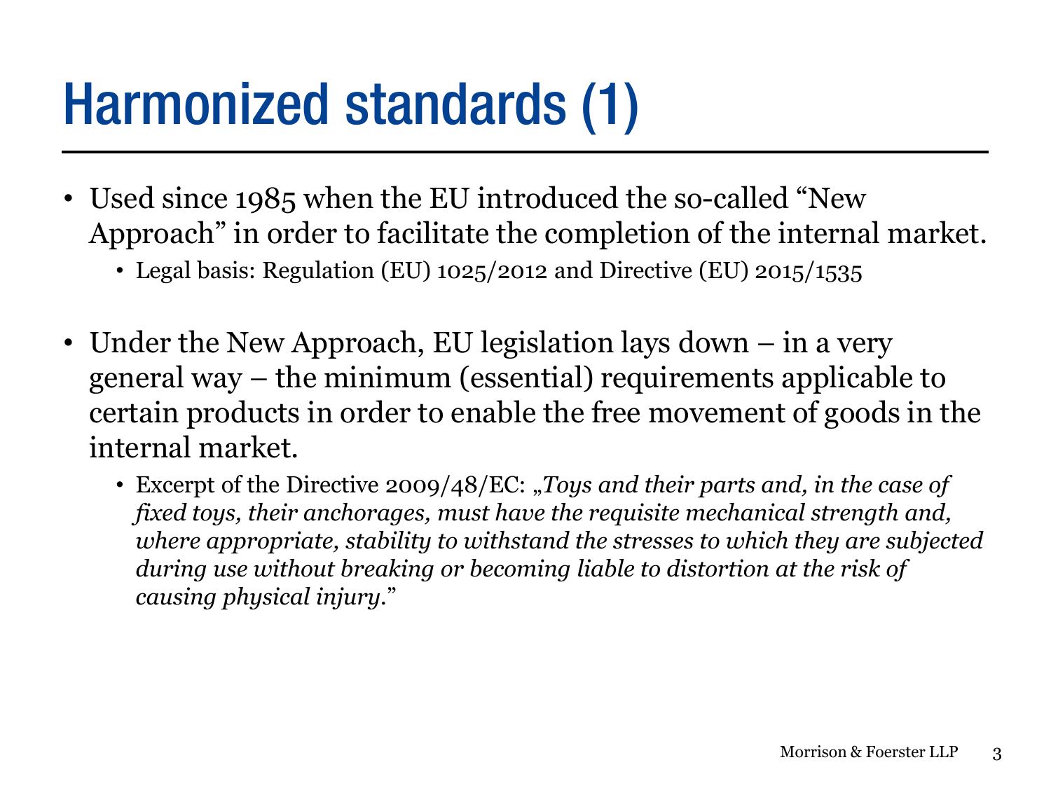# Harmonized standards (1)

- Used since 1985 when the EU introduced the so-called "New Approach" in order to facilitate the completion of the internal market.
  - Legal basis: Regulation (EU) 1025/2012 and Directive (EU) 2015/1535

- Under the New Approach, EU legislation lays down – in a very general way – the minimum (essential) requirements applicable to certain products in order to enable the free movement of goods in the internal market.
  - Excerpt of the Directive 2009/48/EC: „*Toys and their parts and, in the case of fixed toys, their anchorages, must have the requisite mechanical strength and, where appropriate, stability to withstand the stresses to which they are subjected during use without breaking or becoming liable to distortion at the risk of causing physical injury.*"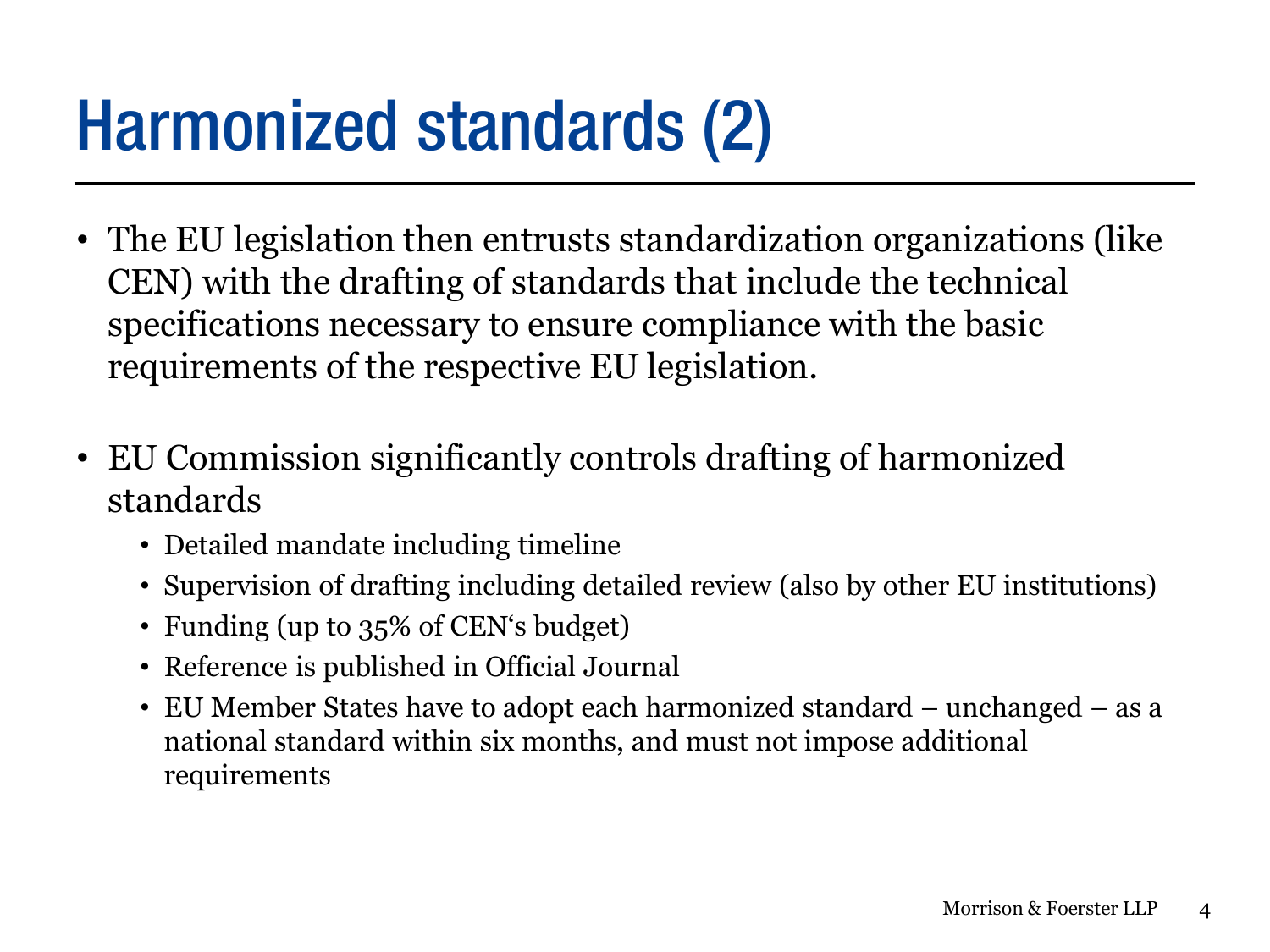# Harmonized standards (2)

- The EU legislation then entrusts standardization organizations (like CEN) with the drafting of standards that include the technical specifications necessary to ensure compliance with the basic requirements of the respective EU legislation.

- EU Commission significantly controls drafting of harmonized standards
  - Detailed mandate including timeline
  - Supervision of drafting including detailed review (also by other EU institutions)
  - Funding (up to 35% of CEN‘s budget)
  - Reference is published in Official Journal
  - EU Member States have to adopt each harmonized standard – unchanged – as a national standard within six months, and must not impose additional requirements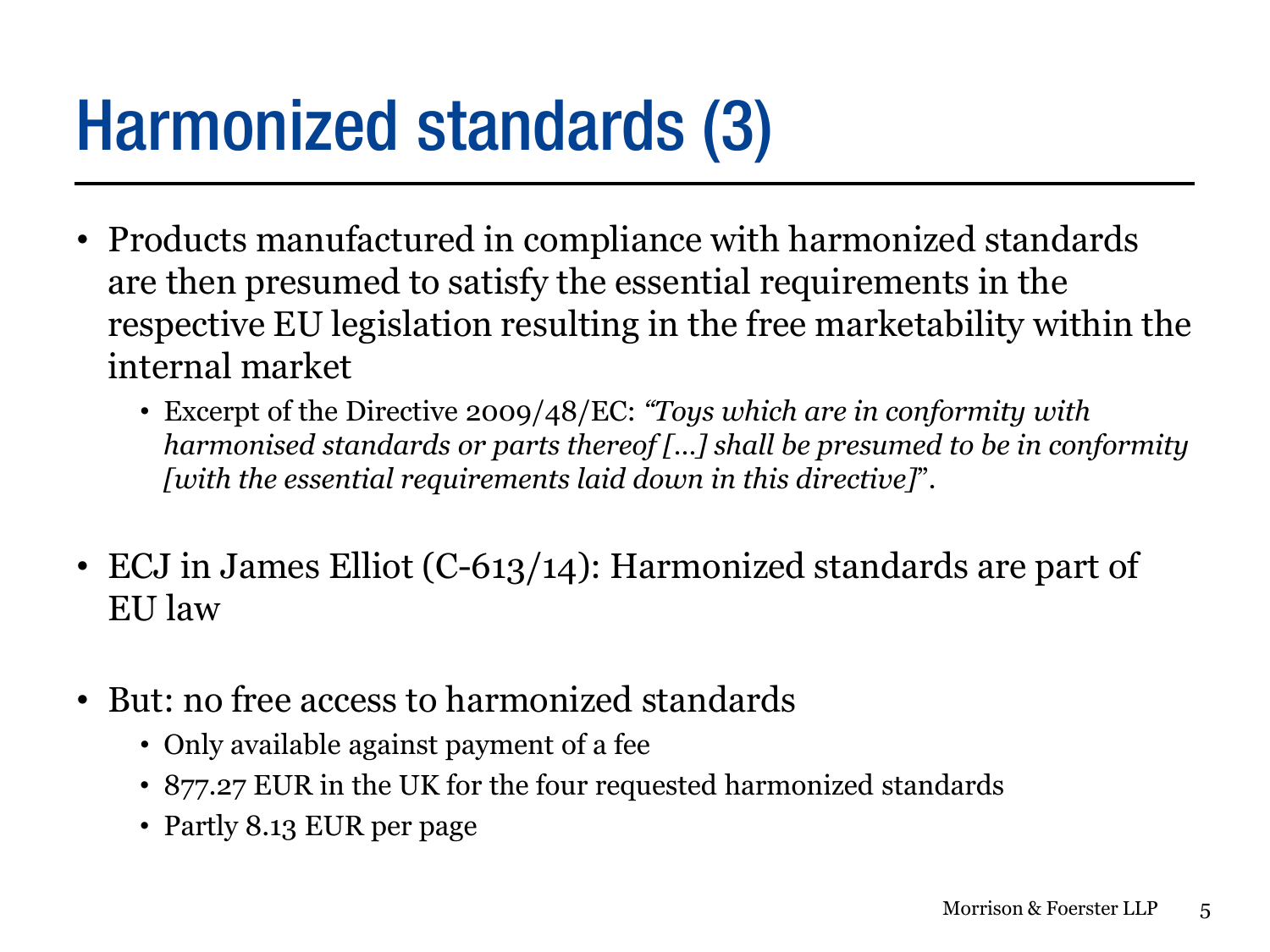# Harmonized standards (3)

- Products manufactured in compliance with harmonized standards are then presumed to satisfy the essential requirements in the respective EU legislation resulting in the free marketability within the internal market
  - Excerpt of the Directive 2009/48/EC: *"Toys which are in conformity with harmonised standards or parts thereof [...] shall be presumed to be in conformity [with the essential requirements laid down in this directive]"*.

- ECJ in James Elliot (C-613/14): Harmonized standards are part of EU law

- But: no free access to harmonized standards
  - Only available against payment of a fee
  - 877.27 EUR in the UK for the four requested harmonized standards
  - Partly 8.13 EUR per page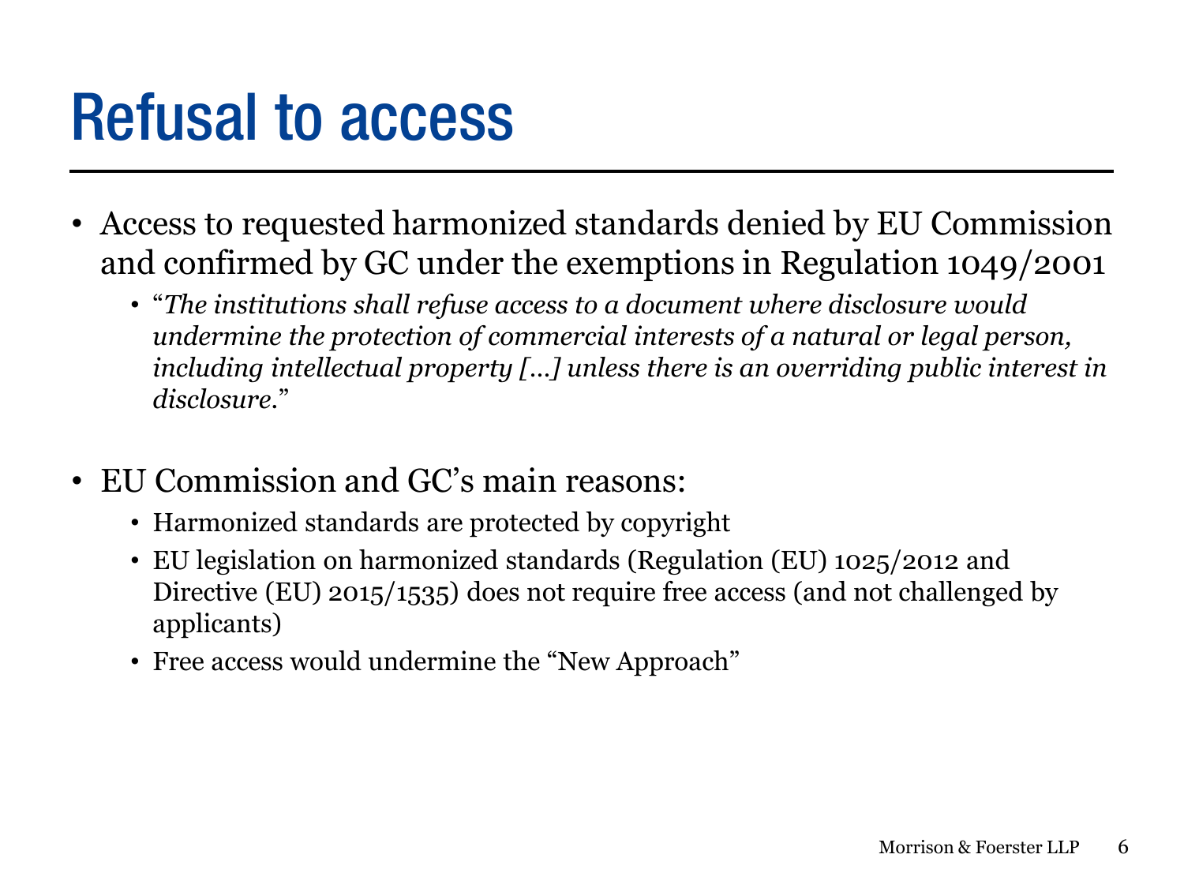# Refusal to access

- Access to requested harmonized standards denied by EU Commission and confirmed by GC under the exemptions in Regulation 1049/2001
  - "*The institutions shall refuse access to a document where disclosure would undermine the protection of commercial interests of a natural or legal person, including intellectual property […] unless there is an overriding public interest in disclosure.*"

- EU Commission and GC's main reasons:
  - Harmonized standards are protected by copyright
  - EU legislation on harmonized standards (Regulation (EU) 1025/2012 and Directive (EU) 2015/1535) does not require free access (and not challenged by applicants)
  - Free access would undermine the "New Approach"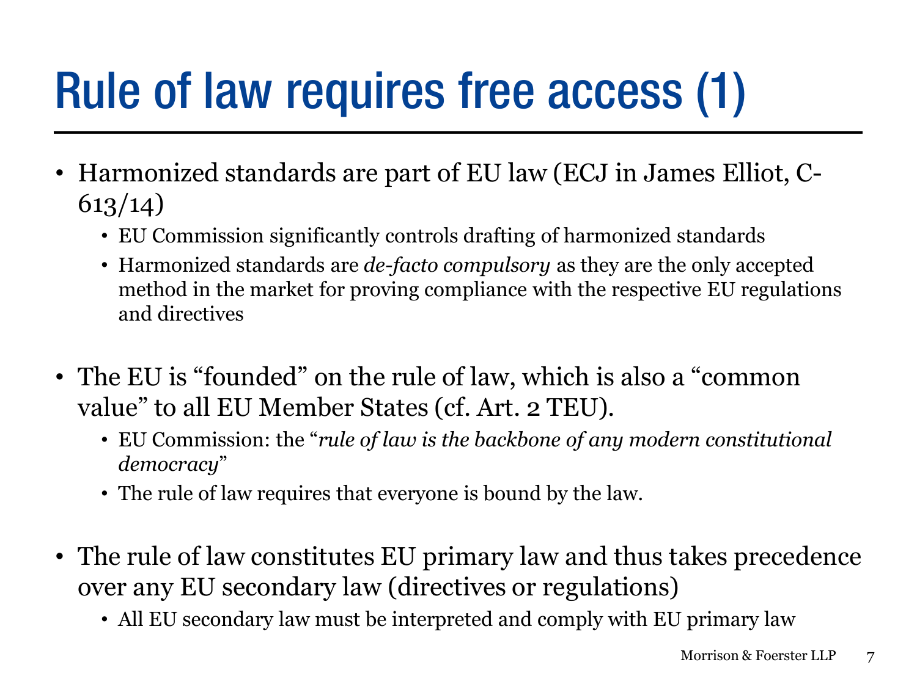# Rule of law requires free access (1)

- Harmonized standards are part of EU law (ECJ in James Elliot, C-613/14)
  - EU Commission significantly controls drafting of harmonized standards
  - Harmonized standards are *de-facto compulsory* as they are the only accepted method in the market for proving compliance with the respective EU regulations and directives

- The EU is "founded" on the rule of law, which is also a "common value" to all EU Member States (cf. Art. 2 TEU).
  - EU Commission: the "*rule of law is the backbone of any modern constitutional democracy*"
  - The rule of law requires that everyone is bound by the law.

- The rule of law constitutes EU primary law and thus takes precedence over any EU secondary law (directives or regulations)
  - All EU secondary law must be interpreted and comply with EU primary law

Morrison & Foerster LLP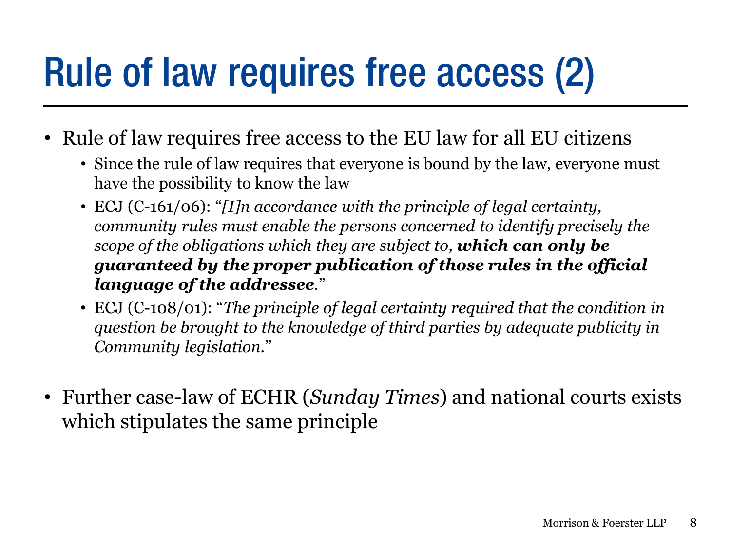# Rule of law requires free access (2)

- Rule of law requires free access to the EU law for all EU citizens
  - Since the rule of law requires that everyone is bound by the law, everyone must have the possibility to know the law
  - ECJ (C-161/06): "*[I]n accordance with the principle of legal certainty, community rules must enable the persons concerned to identify precisely the scope of the obligations which they are subject to,* ***which can only be guaranteed by the proper publication of those rules in the official language of the addressee***."
  - ECJ (C-108/01): "*The principle of legal certainty required that the condition in question be brought to the knowledge of third parties by adequate publicity in Community legislation*."

- Further case-law of ECHR (*Sunday Times*) and national courts exists which stipulates the same principle

Morrison & Foerster LLP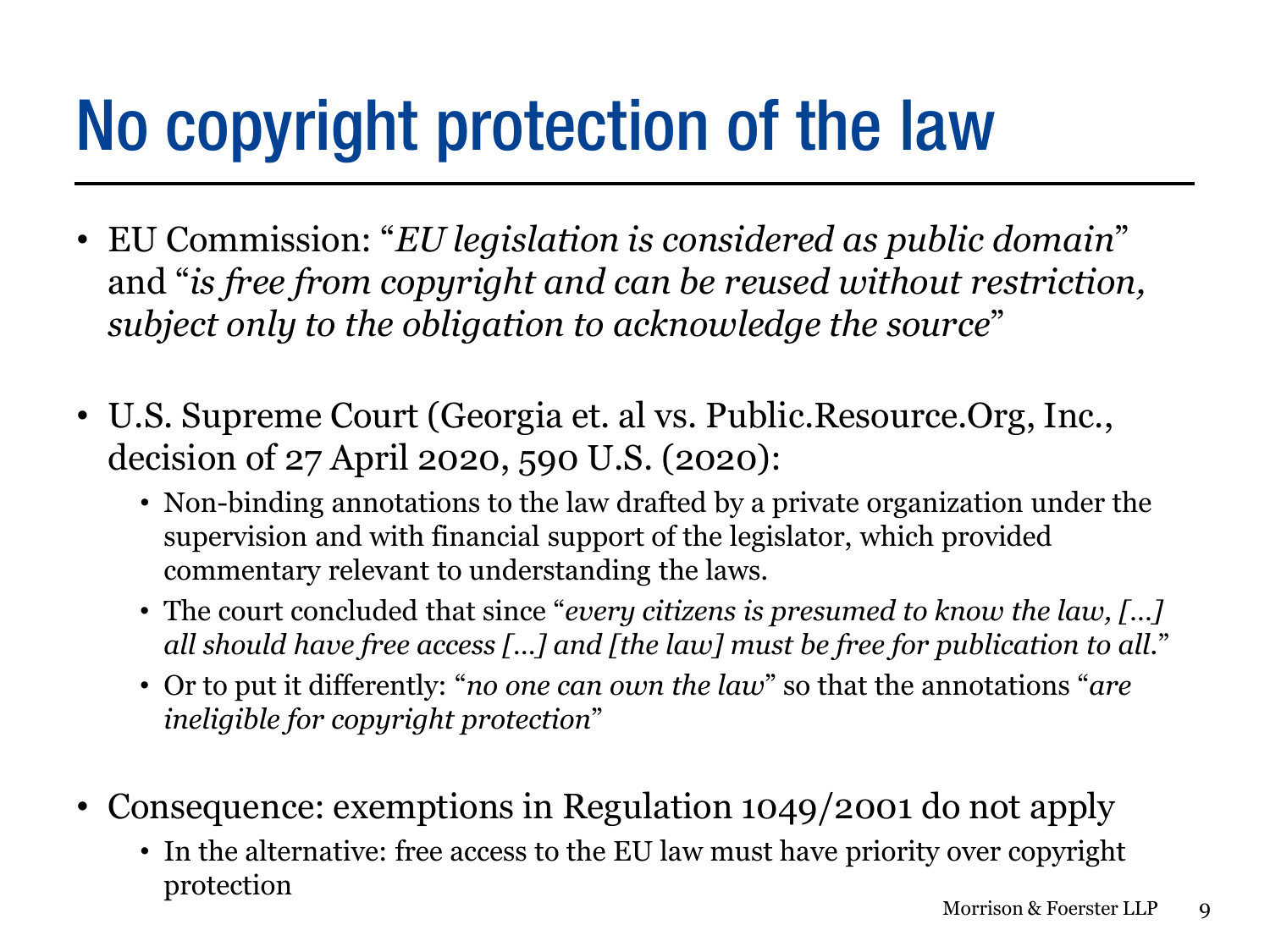# No copyright protection of the law

- EU Commission: "*EU legislation is considered as public domain*" and "*is free from copyright and can be reused without restriction, subject only to the obligation to acknowledge the source*"

- U.S. Supreme Court (Georgia et. al vs. Public.Resource.Org, Inc., decision of 27 April 2020, 590 U.S. (2020):
  - Non-binding annotations to the law drafted by a private organization under the supervision and with financial support of the legislator, which provided commentary relevant to understanding the laws.
  - The court concluded that since "*every citizens is presumed to know the law, […] all should have free access […] and [the law] must be free for publication to all.*"
  - Or to put it differently: "*no one can own the law*" so that the annotations "*are ineligible for copyright protection*"

- Consequence: exemptions in Regulation 1049/2001 do not apply
  - In the alternative: free access to the EU law must have priority over copyright protection

Morrison & Foerster LLP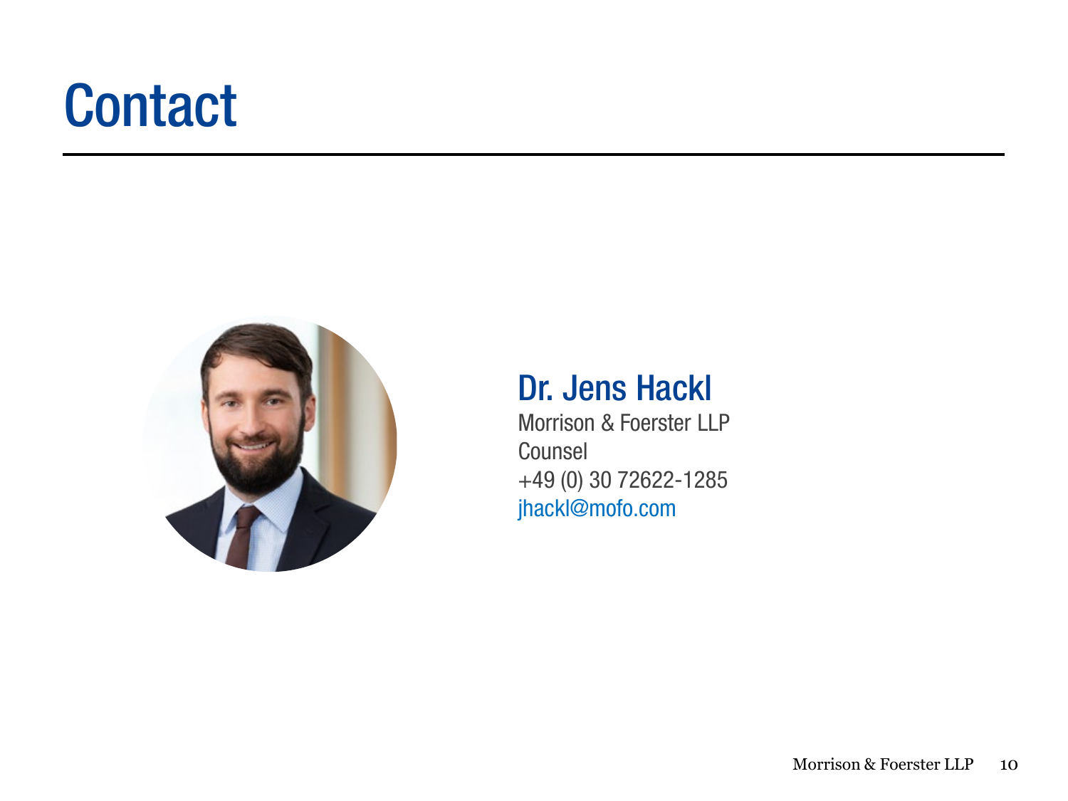# Contact

## Dr. Jens Hackl

Morrison & Foerster LLP
Counsel
+49 (0) 30 72622-1285
jhackl@mofo.com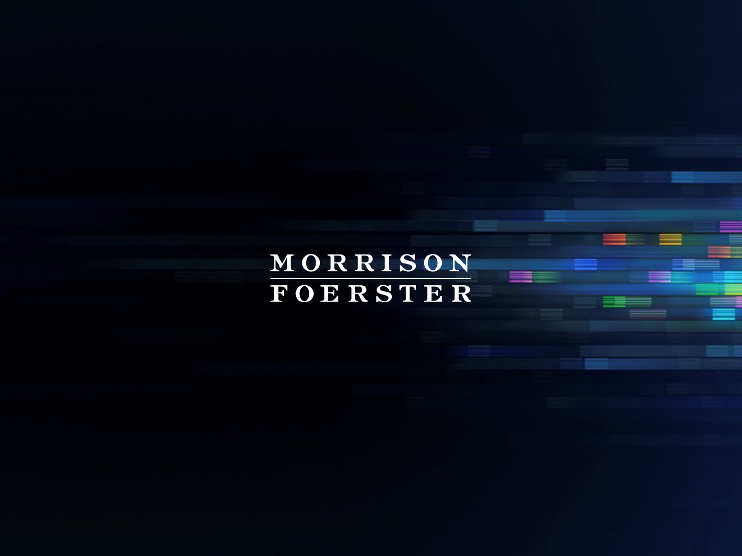MORRISON
FOERSTER